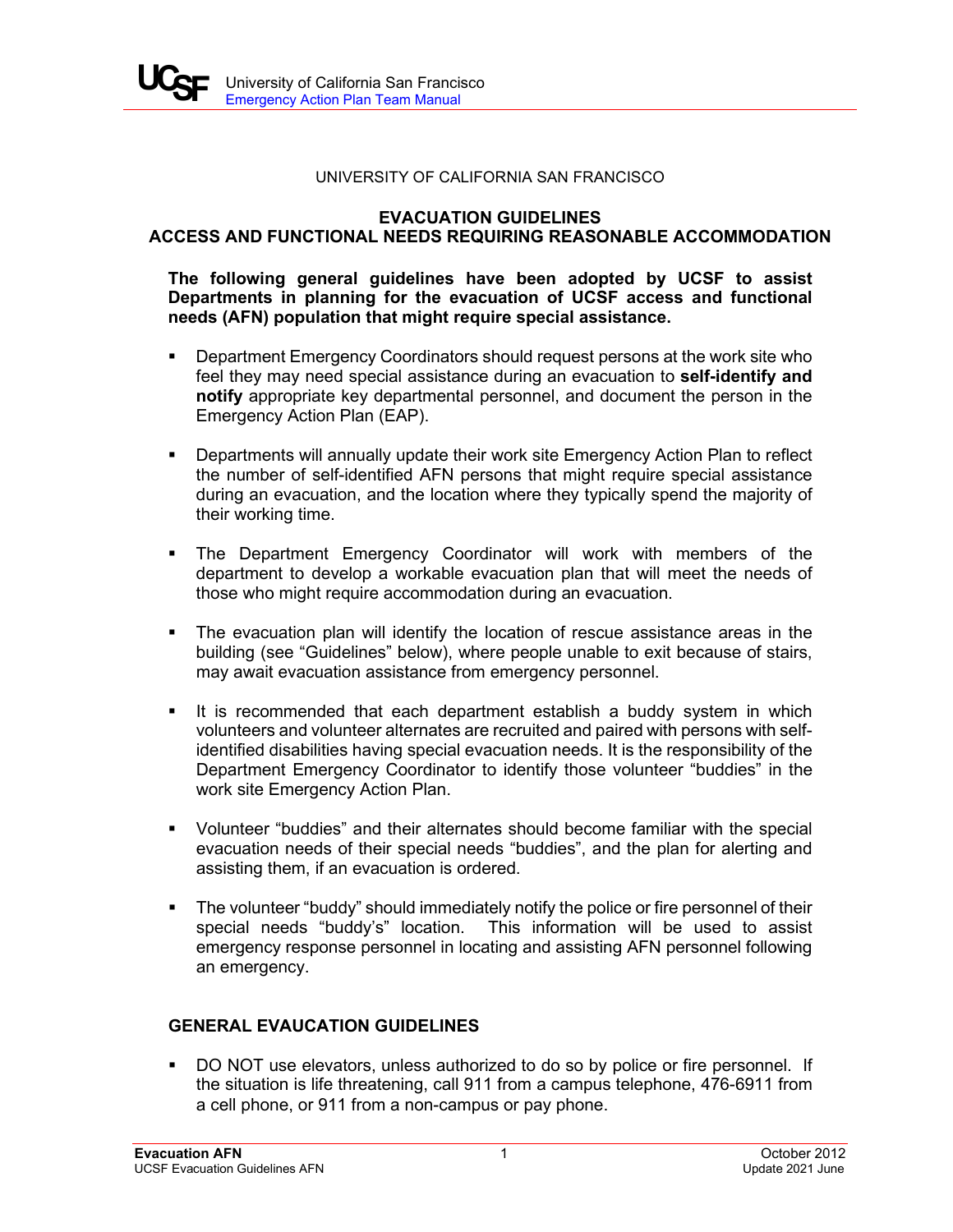UNIVERSITY OF CALIFORNIA SAN FRANCISCO

# EVACUATION GUIDELINES
# ACCESS AND FUNCTIONAL NEEDS REQUIRING REASONABLE ACCOMMODATION

**The following general guidelines have been adopted by UCSF to assist Departments in planning for the evacuation of UCSF access and functional needs (AFN) population that might require special assistance.**

- Department Emergency Coordinators should request persons at the work site who feel they may need special assistance during an evacuation to **self-identify and notify** appropriate key departmental personnel, and document the person in the Emergency Action Plan (EAP).
- Departments will annually update their work site Emergency Action Plan to reflect the number of self-identified AFN persons that might require special assistance during an evacuation, and the location where they typically spend the majority of their working time.
- The Department Emergency Coordinator will work with members of the department to develop a workable evacuation plan that will meet the needs of those who might require accommodation during an evacuation.
- The evacuation plan will identify the location of rescue assistance areas in the building (see "Guidelines" below), where people unable to exit because of stairs, may await evacuation assistance from emergency personnel.
- It is recommended that each department establish a buddy system in which volunteers and volunteer alternates are recruited and paired with persons with self-identified disabilities having special evacuation needs. It is the responsibility of the Department Emergency Coordinator to identify those volunteer "buddies" in the work site Emergency Action Plan.
- Volunteer "buddies" and their alternates should become familiar with the special evacuation needs of their special needs "buddies", and the plan for alerting and assisting them, if an evacuation is ordered.
- The volunteer "buddy" should immediately notify the police or fire personnel of their special needs "buddy's" location. This information will be used to assist emergency response personnel in locating and assisting AFN personnel following an emergency.

## GENERAL EVAUCATION GUIDELINES

- DO NOT use elevators, unless authorized to do so by police or fire personnel. If the situation is life threatening, call 911 from a campus telephone, 476-6911 from a cell phone, or 911 from a non-campus or pay phone.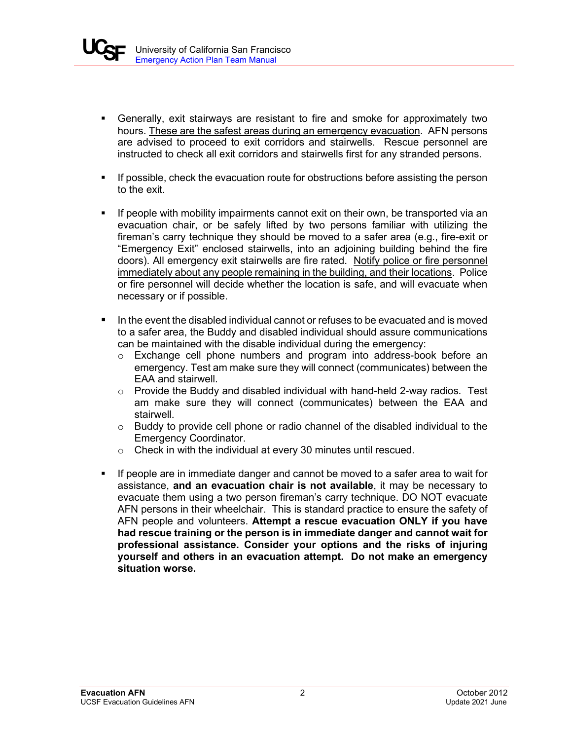- Generally, exit stairways are resistant to fire and smoke for approximately two hours. <u>These are the safest areas during an emergency evacuation</u>. AFN persons are advised to proceed to exit corridors and stairwells. Rescue personnel are instructed to check all exit corridors and stairwells first for any stranded persons.

- If possible, check the evacuation route for obstructions before assisting the person to the exit.

- If people with mobility impairments cannot exit on their own, be transported via an evacuation chair, or be safely lifted by two persons familiar with utilizing the fireman's carry technique they should be moved to a safer area (e.g., fire-exit or "Emergency Exit" enclosed stairwells, into an adjoining building behind the fire doors). All emergency exit stairwells are fire rated. <u>Notify police or fire personnel immediately about any people remaining in the building, and their locations</u>. Police or fire personnel will decide whether the location is safe, and will evacuate when necessary or if possible.

- In the event the disabled individual cannot or refuses to be evacuated and is moved to a safer area, the Buddy and disabled individual should assure communications can be maintained with the disable individual during the emergency:
  - Exchange cell phone numbers and program into address-book before an emergency. Test am make sure they will connect (communicates) between the EAA and stairwell.
  - Provide the Buddy and disabled individual with hand-held 2-way radios. Test am make sure they will connect (communicates) between the EAA and stairwell.
  - Buddy to provide cell phone or radio channel of the disabled individual to the Emergency Coordinator.
  - Check in with the individual at every 30 minutes until rescued.

- If people are in immediate danger and cannot be moved to a safer area to wait for assistance, **and an evacuation chair is not available**, it may be necessary to evacuate them using a two person fireman's carry technique. DO NOT evacuate AFN persons in their wheelchair. This is standard practice to ensure the safety of AFN people and volunteers. **Attempt a rescue evacuation ONLY if you have had rescue training or the person is in immediate danger and cannot wait for professional assistance. Consider your options and the risks of injuring yourself and others in an evacuation attempt. Do not make an emergency situation worse.**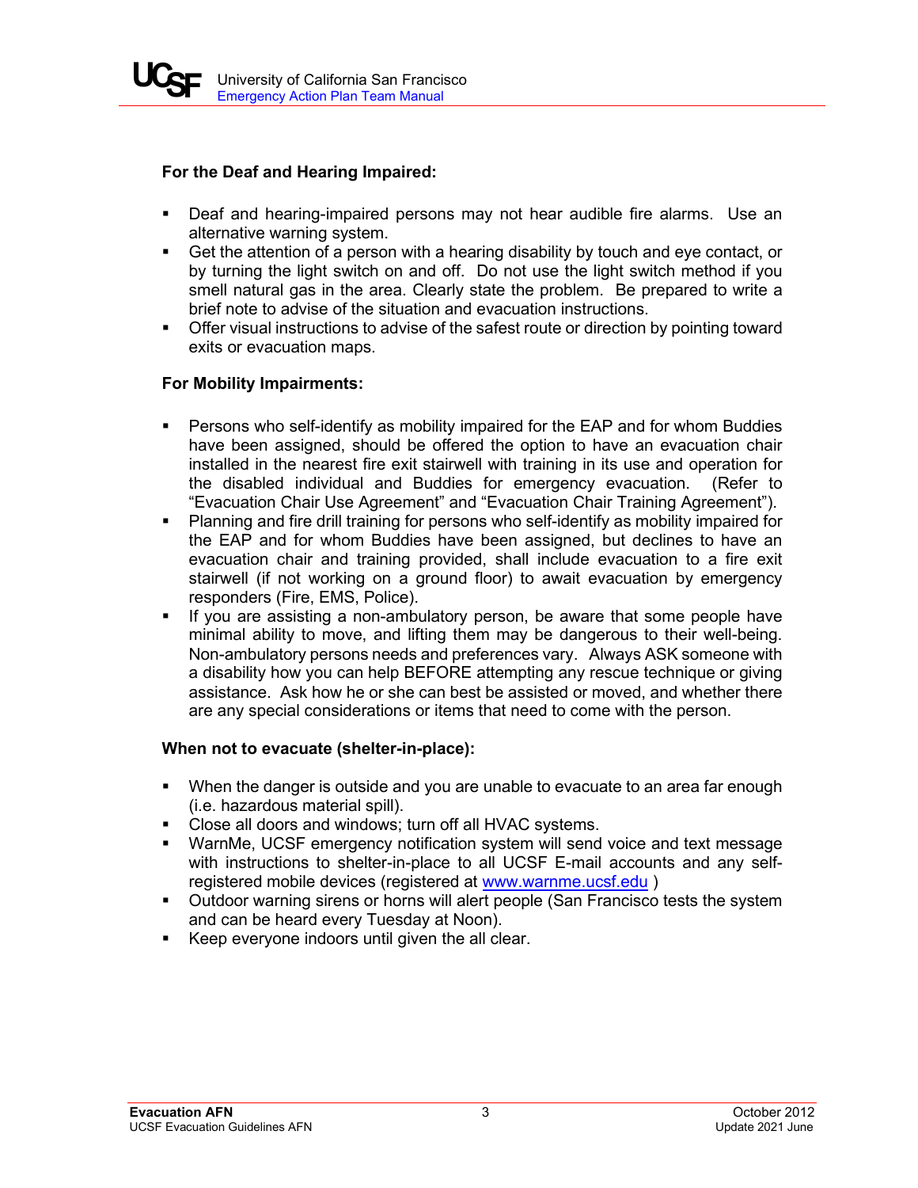**For the Deaf and Hearing Impaired:**

- Deaf and hearing-impaired persons may not hear audible fire alarms. Use an alternative warning system.
- Get the attention of a person with a hearing disability by touch and eye contact, or by turning the light switch on and off. Do not use the light switch method if you smell natural gas in the area. Clearly state the problem. Be prepared to write a brief note to advise of the situation and evacuation instructions.
- Offer visual instructions to advise of the safest route or direction by pointing toward exits or evacuation maps.

**For Mobility Impairments:**

- Persons who self-identify as mobility impaired for the EAP and for whom Buddies have been assigned, should be offered the option to have an evacuation chair installed in the nearest fire exit stairwell with training in its use and operation for the disabled individual and Buddies for emergency evacuation. (Refer to "Evacuation Chair Use Agreement" and "Evacuation Chair Training Agreement").
- Planning and fire drill training for persons who self-identify as mobility impaired for the EAP and for whom Buddies have been assigned, but declines to have an evacuation chair and training provided, shall include evacuation to a fire exit stairwell (if not working on a ground floor) to await evacuation by emergency responders (Fire, EMS, Police).
- If you are assisting a non-ambulatory person, be aware that some people have minimal ability to move, and lifting them may be dangerous to their well-being. Non-ambulatory persons needs and preferences vary. Always ASK someone with a disability how you can help BEFORE attempting any rescue technique or giving assistance. Ask how he or she can best be assisted or moved, and whether there are any special considerations or items that need to come with the person.

**When not to evacuate (shelter-in-place):**

- When the danger is outside and you are unable to evacuate to an area far enough (i.e. hazardous material spill).
- Close all doors and windows; turn off all HVAC systems.
- WarnMe, UCSF emergency notification system will send voice and text message with instructions to shelter-in-place to all UCSF E-mail accounts and any self-registered mobile devices (registered at www.warnme.ucsf.edu )
- Outdoor warning sirens or horns will alert people (San Francisco tests the system and can be heard every Tuesday at Noon).
- Keep everyone indoors until given the all clear.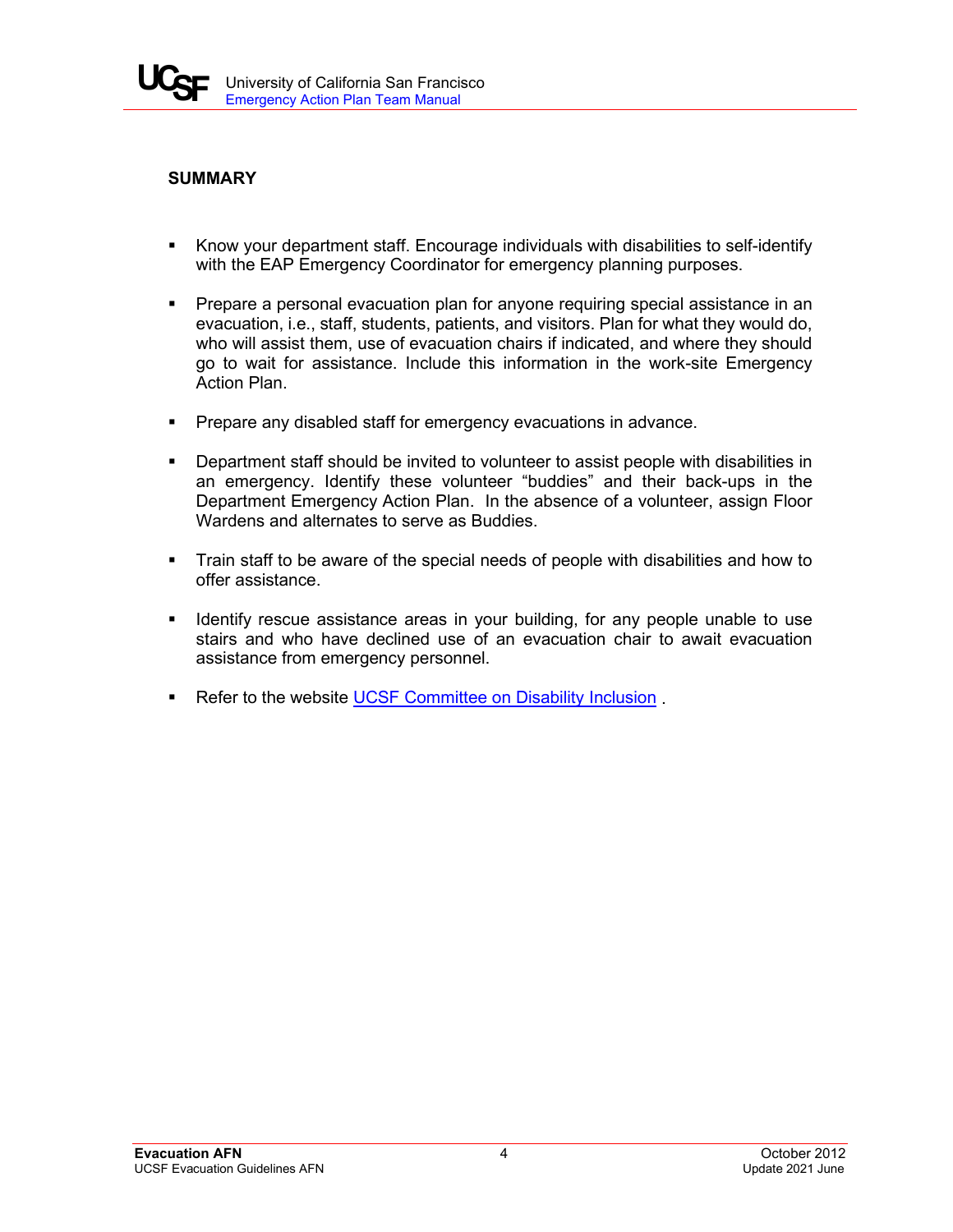## SUMMARY

- Know your department staff. Encourage individuals with disabilities to self-identify with the EAP Emergency Coordinator for emergency planning purposes.

- Prepare a personal evacuation plan for anyone requiring special assistance in an evacuation, i.e., staff, students, patients, and visitors. Plan for what they would do, who will assist them, use of evacuation chairs if indicated, and where they should go to wait for assistance. Include this information in the work-site Emergency Action Plan.

- Prepare any disabled staff for emergency evacuations in advance.

- Department staff should be invited to volunteer to assist people with disabilities in an emergency. Identify these volunteer "buddies" and their back-ups in the Department Emergency Action Plan. In the absence of a volunteer, assign Floor Wardens and alternates to serve as Buddies.

- Train staff to be aware of the special needs of people with disabilities and how to offer assistance.

- Identify rescue assistance areas in your building, for any people unable to use stairs and who have declined use of an evacuation chair to await evacuation assistance from emergency personnel.

- Refer to the website UCSF Committee on Disability Inclusion .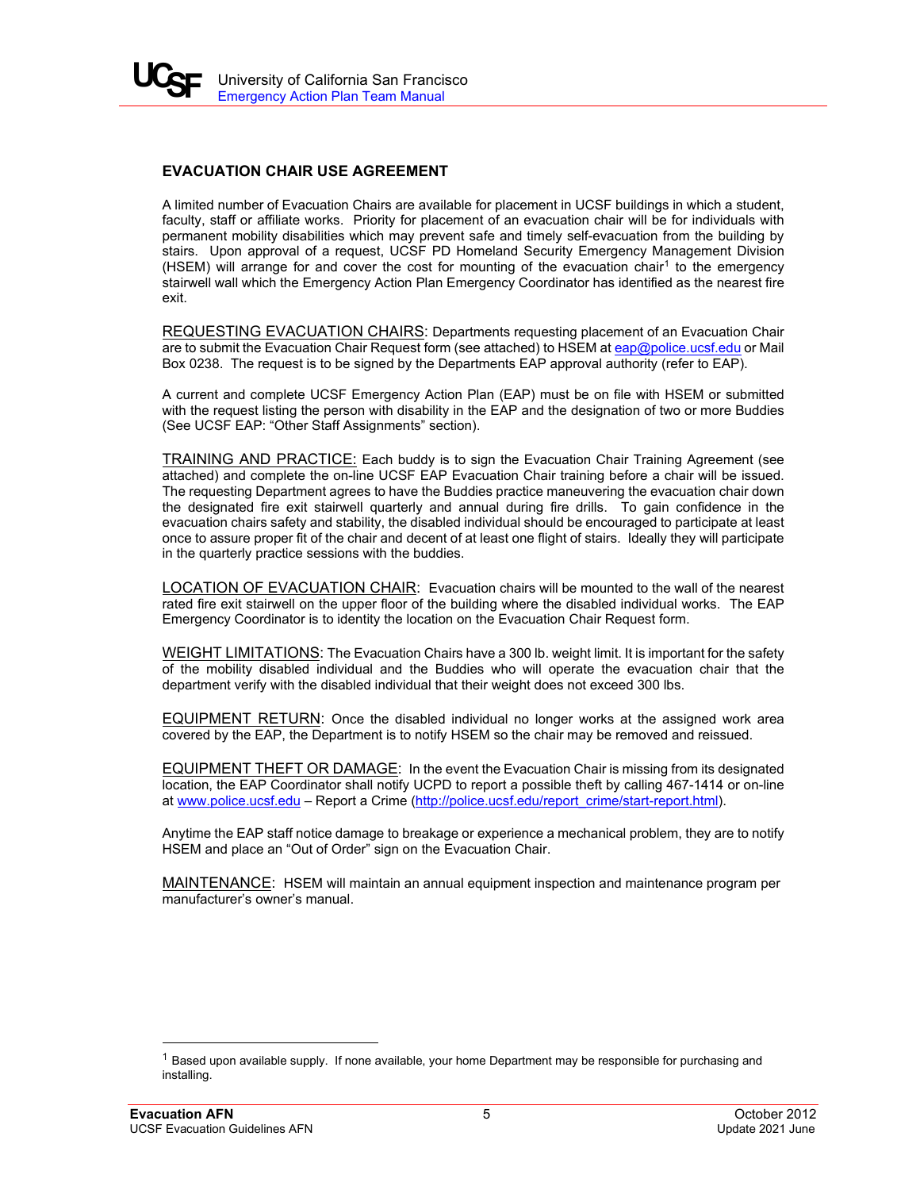## EVACUATION CHAIR USE AGREEMENT

A limited number of Evacuation Chairs are available for placement in UCSF buildings in which a student, faculty, staff or affiliate works. Priority for placement of an evacuation chair will be for individuals with permanent mobility disabilities which may prevent safe and timely self-evacuation from the building by stairs. Upon approval of a request, UCSF PD Homeland Security Emergency Management Division (HSEM) will arrange for and cover the cost for mounting of the evacuation chair[1] to the emergency stairwell wall which the Emergency Action Plan Emergency Coordinator has identified as the nearest fire exit.

REQUESTING EVACUATION CHAIRS: Departments requesting placement of an Evacuation Chair are to submit the Evacuation Chair Request form (see attached) to HSEM at eap@police.ucsf.edu or Mail Box 0238. The request is to be signed by the Departments EAP approval authority (refer to EAP).

A current and complete UCSF Emergency Action Plan (EAP) must be on file with HSEM or submitted with the request listing the person with disability in the EAP and the designation of two or more Buddies (See UCSF EAP: "Other Staff Assignments" section).

TRAINING AND PRACTICE: Each buddy is to sign the Evacuation Chair Training Agreement (see attached) and complete the on-line UCSF EAP Evacuation Chair training before a chair will be issued. The requesting Department agrees to have the Buddies practice maneuvering the evacuation chair down the designated fire exit stairwell quarterly and annual during fire drills. To gain confidence in the evacuation chairs safety and stability, the disabled individual should be encouraged to participate at least once to assure proper fit of the chair and decent of at least one flight of stairs. Ideally they will participate in the quarterly practice sessions with the buddies.

LOCATION OF EVACUATION CHAIR: Evacuation chairs will be mounted to the wall of the nearest rated fire exit stairwell on the upper floor of the building where the disabled individual works. The EAP Emergency Coordinator is to identity the location on the Evacuation Chair Request form.

WEIGHT LIMITATIONS: The Evacuation Chairs have a 300 lb. weight limit. It is important for the safety of the mobility disabled individual and the Buddies who will operate the evacuation chair that the department verify with the disabled individual that their weight does not exceed 300 lbs.

EQUIPMENT RETURN: Once the disabled individual no longer works at the assigned work area covered by the EAP, the Department is to notify HSEM so the chair may be removed and reissued.

EQUIPMENT THEFT OR DAMAGE: In the event the Evacuation Chair is missing from its designated location, the EAP Coordinator shall notify UCPD to report a possible theft by calling 467-1414 or on-line at www.police.ucsf.edu – Report a Crime (http://police.ucsf.edu/report_crime/start-report.html).

Anytime the EAP staff notice damage to breakage or experience a mechanical problem, they are to notify HSEM and place an "Out of Order" sign on the Evacuation Chair.

MAINTENANCE: HSEM will maintain an annual equipment inspection and maintenance program per manufacturer's owner's manual.

[1] Based upon available supply. If none available, your home Department may be responsible for purchasing and installing.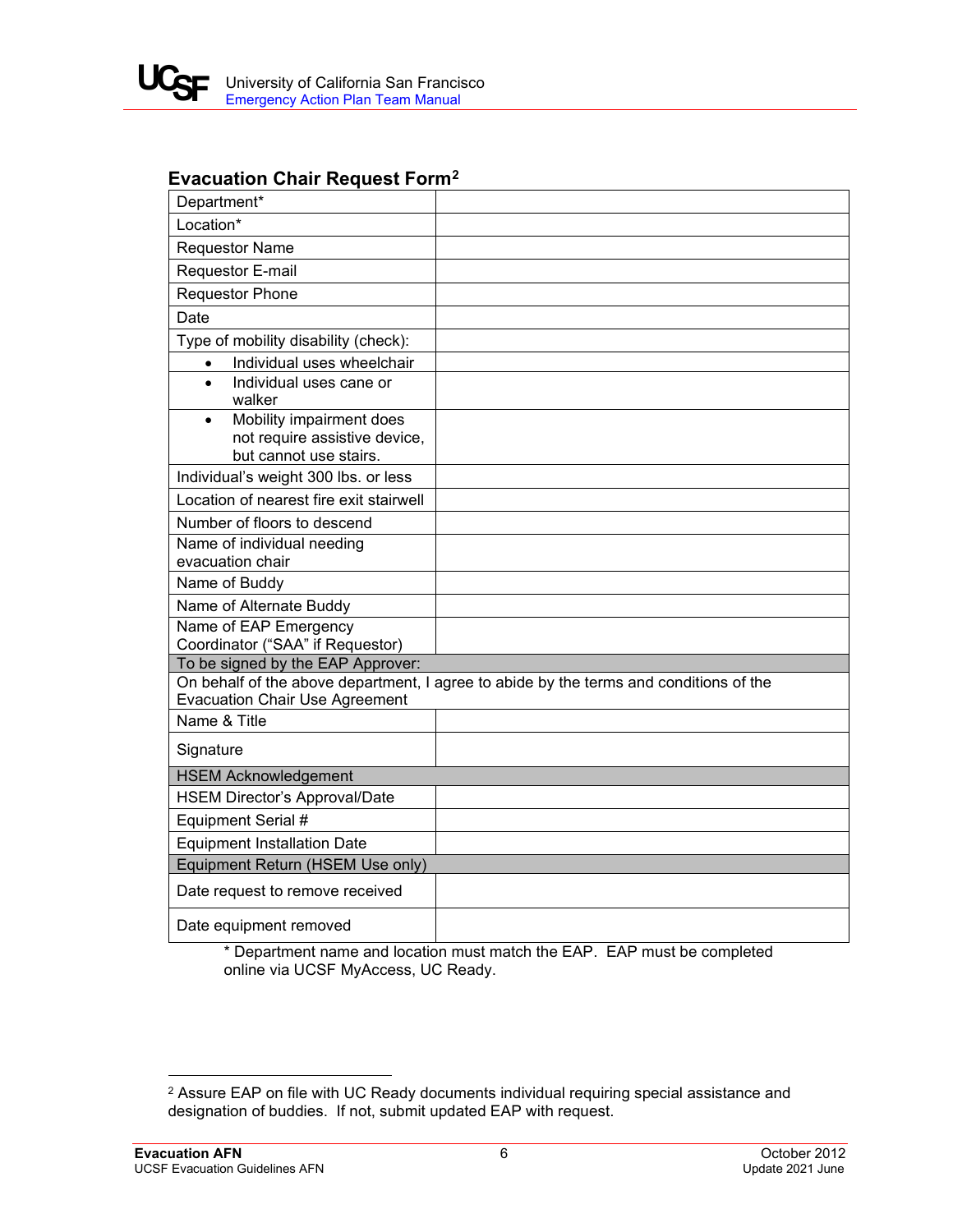## Evacuation Chair Request Form[2]

| | |
|---|---|
| Department* | |
| Location* | |
| Requestor Name | |
| Requestor E-mail | |
| Requestor Phone | |
| Date | |
| Type of mobility disability (check): | |
| • Individual uses wheelchair | |
| • Individual uses cane or walker | |
| • Mobility impairment does not require assistive device, but cannot use stairs. | |
| Individual's weight 300 lbs. or less | |
| Location of nearest fire exit stairwell | |
| Number of floors to descend | |
| Name of individual needing evacuation chair | |
| Name of Buddy | |
| Name of Alternate Buddy | |
| Name of EAP Emergency Coordinator ("SAA" if Requestor) | |
| **To be signed by the EAP Approver:** | |
| On behalf of the above department, I agree to abide by the terms and conditions of the Evacuation Chair Use Agreement | |
| Name & Title | |
| Signature | |
| **HSEM Acknowledgement** | |
| HSEM Director's Approval/Date | |
| Equipment Serial # | |
| Equipment Installation Date | |
| **Equipment Return (HSEM Use only)** | |
| Date request to remove received | |
| Date equipment removed | |

* Department name and location must match the EAP. EAP must be completed online via UCSF MyAccess, UC Ready.

---

[2] Assure EAP on file with UC Ready documents individual requiring special assistance and designation of buddies. If not, submit updated EAP with request.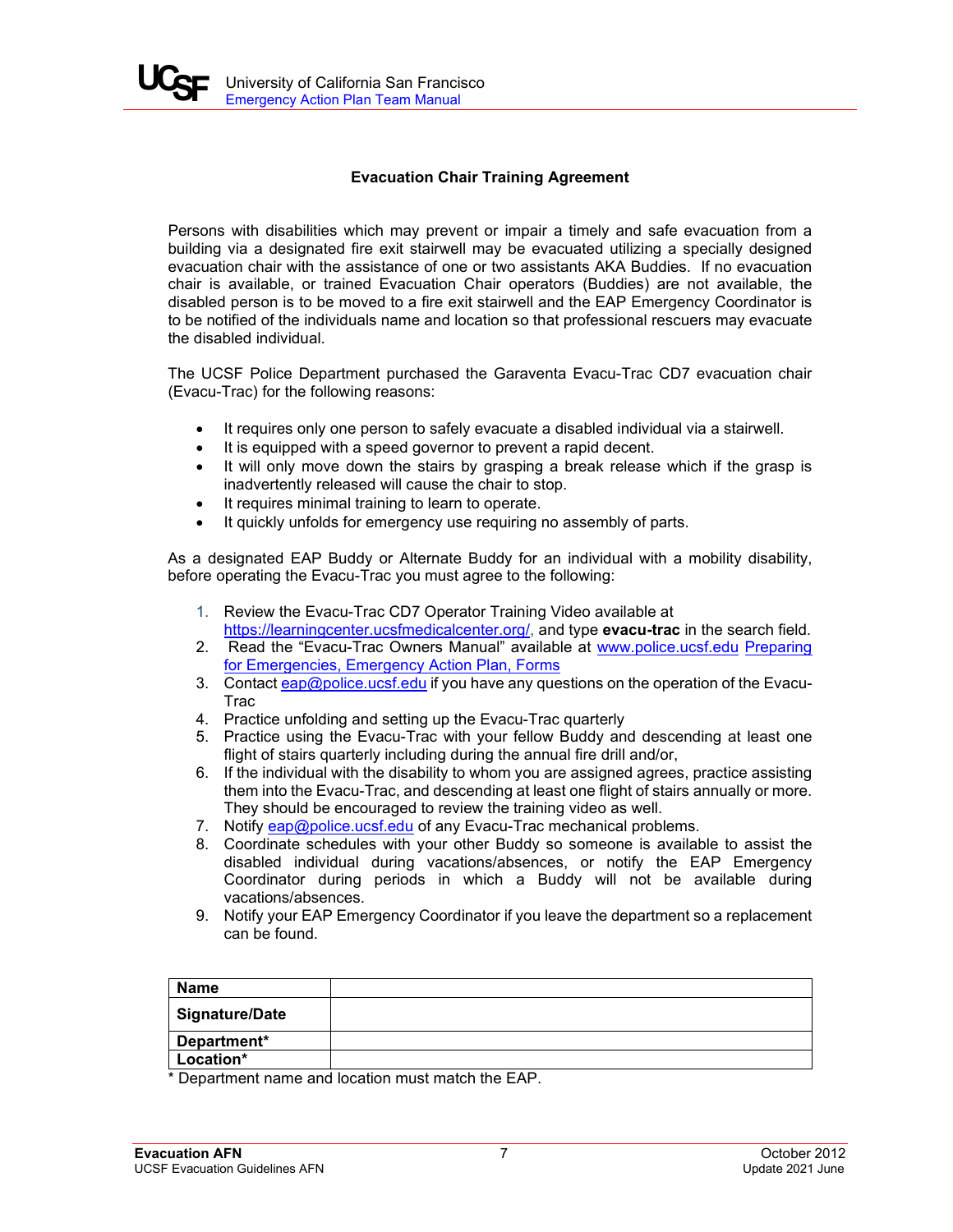## Evacuation Chair Training Agreement

Persons with disabilities which may prevent or impair a timely and safe evacuation from a building via a designated fire exit stairwell may be evacuated utilizing a specially designed evacuation chair with the assistance of one or two assistants AKA Buddies. If no evacuation chair is available, or trained Evacuation Chair operators (Buddies) are not available, the disabled person is to be moved to a fire exit stairwell and the EAP Emergency Coordinator is to be notified of the individuals name and location so that professional rescuers may evacuate the disabled individual.

The UCSF Police Department purchased the Garaventa Evacu-Trac CD7 evacuation chair (Evacu-Trac) for the following reasons:

- It requires only one person to safely evacuate a disabled individual via a stairwell.
- It is equipped with a speed governor to prevent a rapid decent.
- It will only move down the stairs by grasping a break release which if the grasp is inadvertently released will cause the chair to stop.
- It requires minimal training to learn to operate.
- It quickly unfolds for emergency use requiring no assembly of parts.

As a designated EAP Buddy or Alternate Buddy for an individual with a mobility disability, before operating the Evacu-Trac you must agree to the following:

1. Review the Evacu-Trac CD7 Operator Training Video available at https://learningcenter.ucsfmedicalcenter.org/, and type **evacu-trac** in the search field.
2. Read the "Evacu-Trac Owners Manual" available at www.police.ucsf.edu Preparing for Emergencies, Emergency Action Plan, Forms
3. Contact eap@police.ucsf.edu if you have any questions on the operation of the Evacu-Trac
4. Practice unfolding and setting up the Evacu-Trac quarterly
5. Practice using the Evacu-Trac with your fellow Buddy and descending at least one flight of stairs quarterly including during the annual fire drill and/or,
6. If the individual with the disability to whom you are assigned agrees, practice assisting them into the Evacu-Trac, and descending at least one flight of stairs annually or more. They should be encouraged to review the training video as well.
7. Notify eap@police.ucsf.edu of any Evacu-Trac mechanical problems.
8. Coordinate schedules with your other Buddy so someone is available to assist the disabled individual during vacations/absences, or notify the EAP Emergency Coordinator during periods in which a Buddy will not be available during vacations/absences.
9. Notify your EAP Emergency Coordinator if you leave the department so a replacement can be found.

| | |
|---|---|
| **Name** | |
| **Signature/Date** | |
| **Department*** | |
| **Location*** | |

* Department name and location must match the EAP.